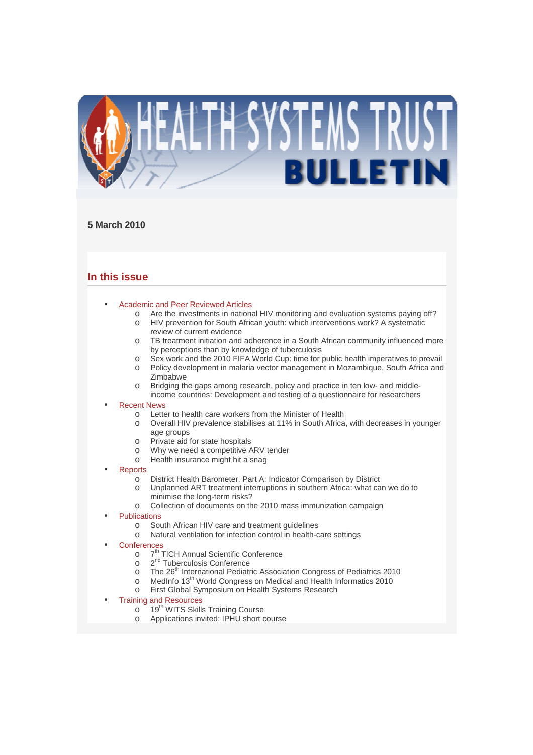# HEALTH SYSTEMS TRUST BULLETIN

**5 March 2010**

## In this issue

- Academic and Peer Reviewed Articles
  - Are the investments in national HIV monitoring and evaluation systems paying off?
  - HIV prevention for South African youth: which interventions work? A systematic review of current evidence
  - TB treatment initiation and adherence in a South African community influenced more by perceptions than by knowledge of tuberculosis
  - Sex work and the 2010 FIFA World Cup: time for public health imperatives to prevail
  - Policy development in malaria vector management in Mozambique, South Africa and Zimbabwe
  - Bridging the gaps among research, policy and practice in ten low- and middle-income countries: Development and testing of a questionnaire for researchers
- Recent News
  - Letter to health care workers from the Minister of Health
  - Overall HIV prevalence stabilises at 11% in South Africa, with decreases in younger age groups
  - Private aid for state hospitals
  - Why we need a competitive ARV tender
  - Health insurance might hit a snag
- Reports
  - District Health Barometer. Part A: Indicator Comparison by District
  - Unplanned ART treatment interruptions in southern Africa: what can we do to minimise the long-term risks?
  - Collection of documents on the 2010 mass immunization campaign
- Publications
  - South African HIV care and treatment guidelines
  - Natural ventilation for infection control in health-care settings
- Conferences
  - 7th TICH Annual Scientific Conference
  - 2nd Tuberculosis Conference
  - The 26th International Pediatric Association Congress of Pediatrics 2010
  - MedInfo 13th World Congress on Medical and Health Informatics 2010
  - First Global Symposium on Health Systems Research
- Training and Resources
  - 19th WITS Skills Training Course
  - Applications invited: IPHU short course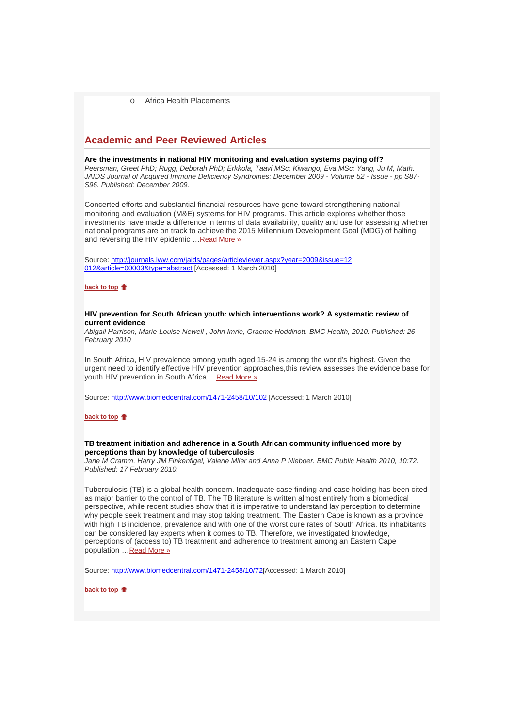- Africa Health Placements

## Academic and Peer Reviewed Articles

**Are the investments in national HIV monitoring and evaluation systems paying off?**
*Peersman, Greet PhD; Rugg, Deborah PhD; Erkkola, Taavi MSc; Kiwango, Eva MSc; Yang, Ju M, Math. JAIDS Journal of Acquired Immune Deficiency Syndromes: December 2009 - Volume 52 - Issue - pp S87-S96. Published: December 2009.*

Concerted efforts and substantial financial resources have gone toward strengthening national monitoring and evaluation (M&E) systems for HIV programs. This article explores whether those investments have made a difference in terms of data availability, quality and use for assessing whether national programs are on track to achieve the 2015 Millennium Development Goal (MDG) of halting and reversing the HIV epidemic …Read More »

Source: http://journals.lww.com/jaids/pages/articleviewer.aspx?year=2009&issue=12012&article=00003&type=abstract [Accessed: 1 March 2010]

back to top

**HIV prevention for South African youth: which interventions work? A systematic review of current evidence**
*Abigail Harrison, Marie-Louise Newell , John Imrie, Graeme Hoddinott. BMC Health, 2010. Published: 26 February 2010*

In South Africa, HIV prevalence among youth aged 15-24 is among the world's highest. Given the urgent need to identify effective HIV prevention approaches,this review assesses the evidence base for youth HIV prevention in South Africa …Read More »

Source: http://www.biomedcentral.com/1471-2458/10/102 [Accessed: 1 March 2010]

back to top

**TB treatment initiation and adherence in a South African community influenced more by perceptions than by knowledge of tuberculosis**
*Jane M Cramm, Harry JM Finkenflgel, Valerie Mller and Anna P Nieboer. BMC Public Health 2010, 10:72. Published: 17 February 2010.*

Tuberculosis (TB) is a global health concern. Inadequate case finding and case holding has been cited as major barrier to the control of TB. The TB literature is written almost entirely from a biomedical perspective, while recent studies show that it is imperative to understand lay perception to determine why people seek treatment and may stop taking treatment. The Eastern Cape is known as a province with high TB incidence, prevalence and with one of the worst cure rates of South Africa. Its inhabitants can be considered lay experts when it comes to TB. Therefore, we investigated knowledge, perceptions of (access to) TB treatment and adherence to treatment among an Eastern Cape population …Read More »

Source: http://www.biomedcentral.com/1471-2458/10/72[Accessed: 1 March 2010]

back to top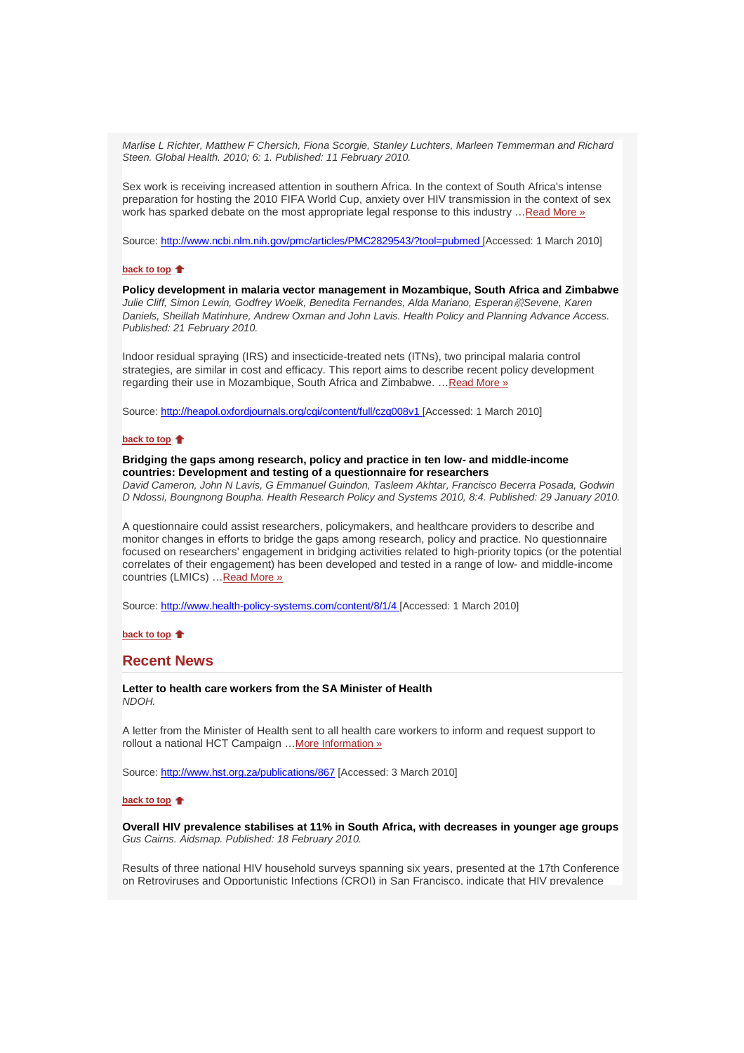*Marlise L Richter, Matthew F Chersich, Fiona Scorgie, Stanley Luchters, Marleen Temmerman and Richard Steen. Global Health. 2010; 6: 1. Published: 11 February 2010.*

Sex work is receiving increased attention in southern Africa. In the context of South Africa's intense preparation for hosting the 2010 FIFA World Cup, anxiety over HIV transmission in the context of sex work has sparked debate on the most appropriate legal response to this industry …Read More »

Source: http://www.ncbi.nlm.nih.gov/pmc/articles/PMC2829543/?tool=pubmed [Accessed: 1 March 2010]

**back to top**

**Policy development in malaria vector management in Mozambique, South Africa and Zimbabwe**
*Julie Cliff, Simon Lewin, Godfrey Woelk, Benedita Fernandes, Alda Mariano, Esperan敘Sevene, Karen Daniels, Sheillah Matinhure, Andrew Oxman and John Lavis. Health Policy and Planning Advance Access. Published: 21 February 2010.*

Indoor residual spraying (IRS) and insecticide-treated nets (ITNs), two principal malaria control strategies, are similar in cost and efficacy. This report aims to describe recent policy development regarding their use in Mozambique, South Africa and Zimbabwe. …Read More »

Source: http://heapol.oxfordjournals.org/cgi/content/full/czq008v1 [Accessed: 1 March 2010]

**back to top**

**Bridging the gaps among research, policy and practice in ten low- and middle-income countries: Development and testing of a questionnaire for researchers**
*David Cameron, John N Lavis, G Emmanuel Guindon, Tasleem Akhtar, Francisco Becerra Posada, Godwin D Ndossi, Boungnong Boupha. Health Research Policy and Systems 2010, 8:4. Published: 29 January 2010.*

A questionnaire could assist researchers, policymakers, and healthcare providers to describe and monitor changes in efforts to bridge the gaps among research, policy and practice. No questionnaire focused on researchers' engagement in bridging activities related to high-priority topics (or the potential correlates of their engagement) has been developed and tested in a range of low- and middle-income countries (LMICs) …Read More »

Source: http://www.health-policy-systems.com/content/8/1/4 [Accessed: 1 March 2010]

**back to top**

## Recent News

**Letter to health care workers from the SA Minister of Health**
*NDOH.*

A letter from the Minister of Health sent to all health care workers to inform and request support to rollout a national HCT Campaign …More Information »

Source: http://www.hst.org.za/publications/867 [Accessed: 3 March 2010]

**back to top**

**Overall HIV prevalence stabilises at 11% in South Africa, with decreases in younger age groups**
*Gus Cairns. Aidsmap. Published: 18 February 2010.*

Results of three national HIV household surveys spanning six years, presented at the 17th Conference on Retroviruses and Opportunistic Infections (CROI) in San Francisco, indicate that HIV prevalence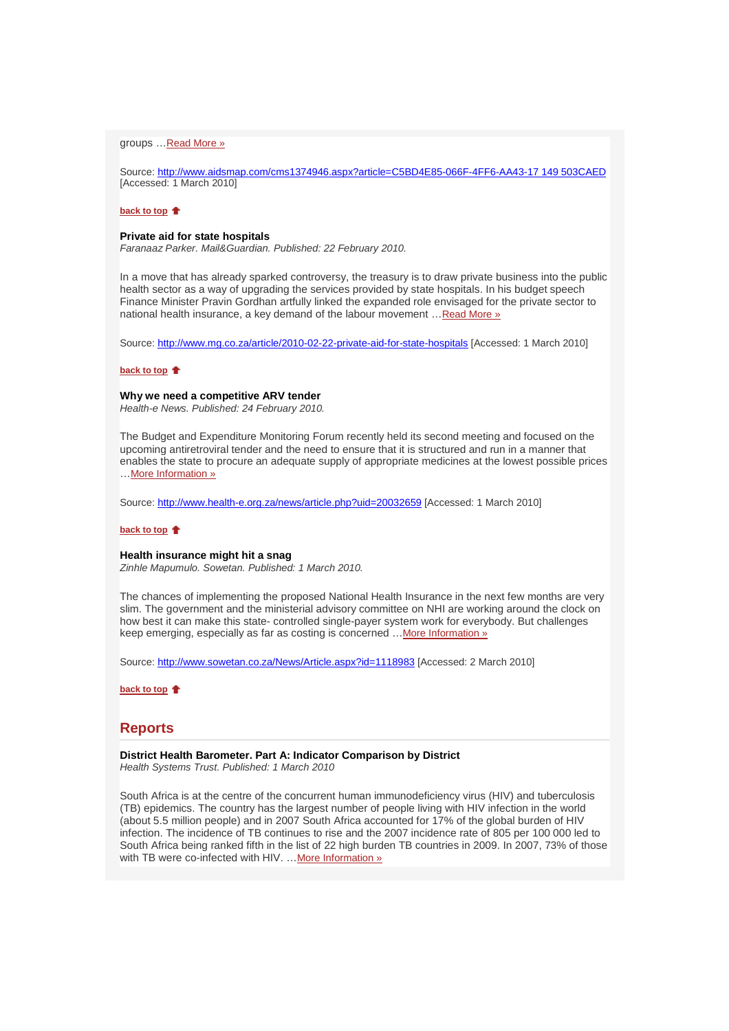groups …Read More »

Source: http://www.aidsmap.com/cms1374946.aspx?article=C5BD4E85-066F-4FF6-AA43-17 149 503CAED [Accessed: 1 March 2010]

back to top

**Private aid for state hospitals**
*Faranaaz Parker. Mail&Guardian. Published: 22 February 2010.*

In a move that has already sparked controversy, the treasury is to draw private business into the public health sector as a way of upgrading the services provided by state hospitals. In his budget speech Finance Minister Pravin Gordhan artfully linked the expanded role envisaged for the private sector to national health insurance, a key demand of the labour movement …Read More »

Source: http://www.mg.co.za/article/2010-02-22-private-aid-for-state-hospitals [Accessed: 1 March 2010]

back to top

**Why we need a competitive ARV tender**
*Health-e News. Published: 24 February 2010.*

The Budget and Expenditure Monitoring Forum recently held its second meeting and focused on the upcoming antiretroviral tender and the need to ensure that it is structured and run in a manner that enables the state to procure an adequate supply of appropriate medicines at the lowest possible prices …More Information »

Source: http://www.health-e.org.za/news/article.php?uid=20032659 [Accessed: 1 March 2010]

back to top

**Health insurance might hit a snag**
*Zinhle Mapumulo. Sowetan. Published: 1 March 2010.*

The chances of implementing the proposed National Health Insurance in the next few months are very slim. The government and the ministerial advisory committee on NHI are working around the clock on how best it can make this state- controlled single-payer system work for everybody. But challenges keep emerging, especially as far as costing is concerned …More Information »

Source: http://www.sowetan.co.za/News/Article.aspx?id=1118983 [Accessed: 2 March 2010]

back to top

## Reports

**District Health Barometer. Part A: Indicator Comparison by District**
*Health Systems Trust. Published: 1 March 2010*

South Africa is at the centre of the concurrent human immunodeficiency virus (HIV) and tuberculosis (TB) epidemics. The country has the largest number of people living with HIV infection in the world (about 5.5 million people) and in 2007 South Africa accounted for 17% of the global burden of HIV infection. The incidence of TB continues to rise and the 2007 incidence rate of 805 per 100 000 led to South Africa being ranked fifth in the list of 22 high burden TB countries in 2009. In 2007, 73% of those with TB were co-infected with HIV. …More Information »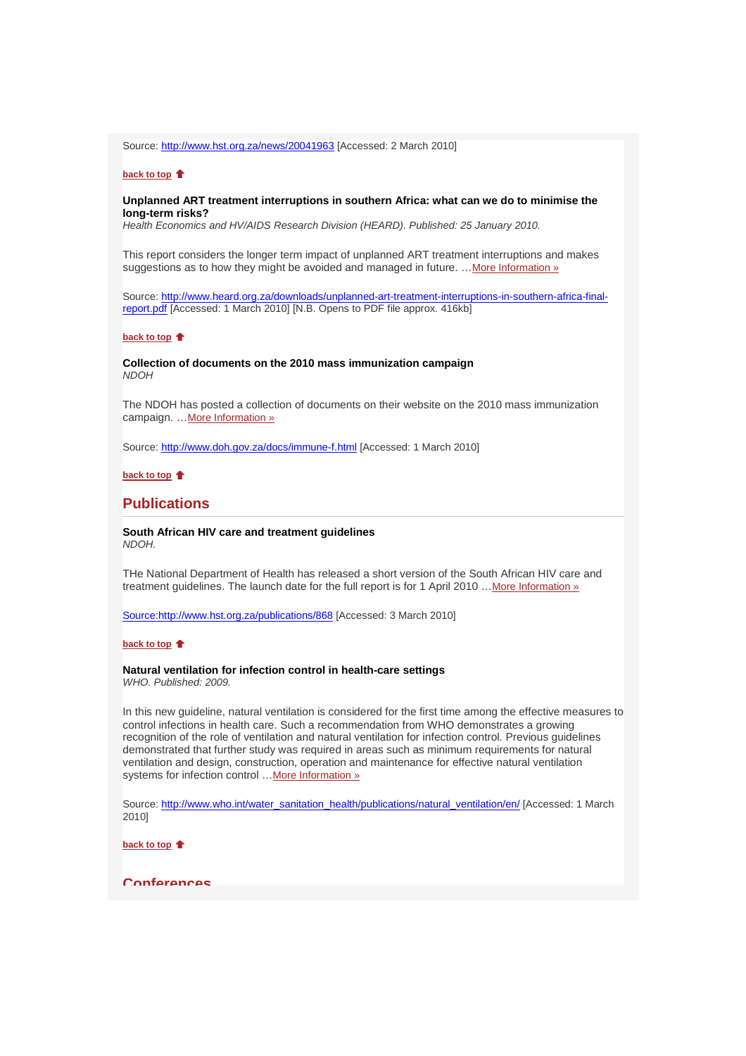Source: http://www.hst.org.za/news/20041963 [Accessed: 2 March 2010]

**back to top**

**Unplanned ART treatment interruptions in southern Africa: what can we do to minimise the long-term risks?**
*Health Economics and HV/AIDS Research Division (HEARD). Published: 25 January 2010.*

This report considers the longer term impact of unplanned ART treatment interruptions and makes suggestions as to how they might be avoided and managed in future. …More Information »

Source: http://www.heard.org.za/downloads/unplanned-art-treatment-interruptions-in-southern-africa-final-report.pdf [Accessed: 1 March 2010] [N.B. Opens to PDF file approx. 416kb]

**back to top**

**Collection of documents on the 2010 mass immunization campaign**
*NDOH*

The NDOH has posted a collection of documents on their website on the 2010 mass immunization campaign. …More Information »

Source: http://www.doh.gov.za/docs/immune-f.html [Accessed: 1 March 2010]

**back to top**

## Publications

**South African HIV care and treatment guidelines**
*NDOH.*

THe National Department of Health has released a short version of the South African HIV care and treatment guidelines. The launch date for the full report is for 1 April 2010 …More Information »

Source:http://www.hst.org.za/publications/868 [Accessed: 3 March 2010]

**back to top**

**Natural ventilation for infection control in health-care settings**
*WHO. Published: 2009.*

In this new guideline, natural ventilation is considered for the first time among the effective measures to control infections in health care. Such a recommendation from WHO demonstrates a growing recognition of the role of ventilation and natural ventilation for infection control. Previous guidelines demonstrated that further study was required in areas such as minimum requirements for natural ventilation and design, construction, operation and maintenance for effective natural ventilation systems for infection control …More Information »

Source: http://www.who.int/water_sanitation_health/publications/natural_ventilation/en/ [Accessed: 1 March 2010]

**back to top**

## Conferences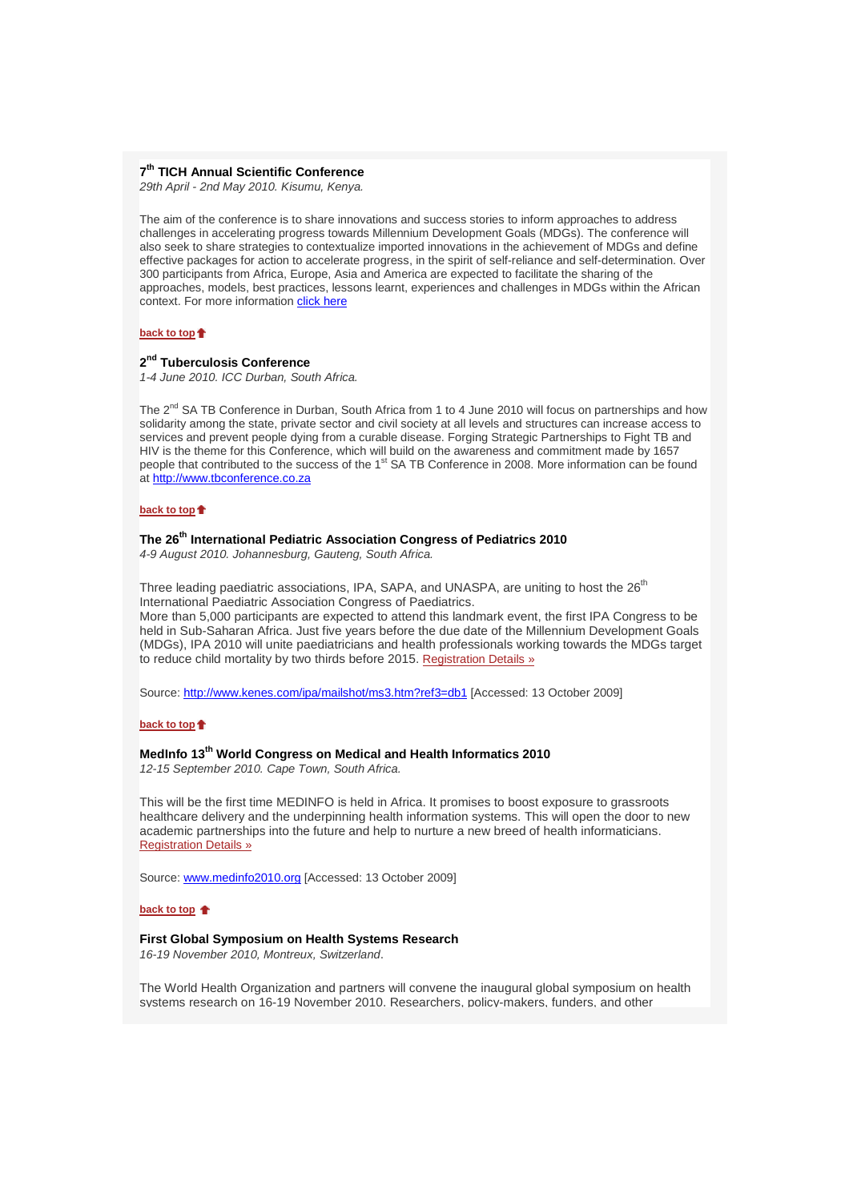### 7th TICH Annual Scientific Conference

*29th April - 2nd May 2010. Kisumu, Kenya.*

The aim of the conference is to share innovations and success stories to inform approaches to address challenges in accelerating progress towards Millennium Development Goals (MDGs). The conference will also seek to share strategies to contextualize imported innovations in the achievement of MDGs and define effective packages for action to accelerate progress, in the spirit of self-reliance and self-determination. Over 300 participants from Africa, Europe, Asia and America are expected to facilitate the sharing of the approaches, models, best practices, lessons learnt, experiences and challenges in MDGs within the African context. For more information click here

**back to top**

### 2nd Tuberculosis Conference

*1-4 June 2010. ICC Durban, South Africa.*

The 2nd SA TB Conference in Durban, South Africa from 1 to 4 June 2010 will focus on partnerships and how solidarity among the state, private sector and civil society at all levels and structures can increase access to services and prevent people dying from a curable disease. Forging Strategic Partnerships to Fight TB and HIV is the theme for this Conference, which will build on the awareness and commitment made by 1657 people that contributed to the success of the 1st SA TB Conference in 2008. More information can be found at http://www.tbconference.co.za

**back to top**

### The 26th International Pediatric Association Congress of Pediatrics 2010

*4-9 August 2010. Johannesburg, Gauteng, South Africa.*

Three leading paediatric associations, IPA, SAPA, and UNASPA, are uniting to host the 26th International Paediatric Association Congress of Paediatrics.
More than 5,000 participants are expected to attend this landmark event, the first IPA Congress to be held in Sub-Saharan Africa. Just five years before the due date of the Millennium Development Goals (MDGs), IPA 2010 will unite paediatricians and health professionals working towards the MDGs target to reduce child mortality by two thirds before 2015. Registration Details »

Source: http://www.kenes.com/ipa/mailshot/ms3.htm?ref3=db1 [Accessed: 13 October 2009]

**back to top**

### MedInfo 13th World Congress on Medical and Health Informatics 2010

*12-15 September 2010. Cape Town, South Africa.*

This will be the first time MEDINFO is held in Africa. It promises to boost exposure to grassroots healthcare delivery and the underpinning health information systems. This will open the door to new academic partnerships into the future and help to nurture a new breed of health informaticians.
Registration Details »

Source: www.medinfo2010.org [Accessed: 13 October 2009]

**back to top**

### First Global Symposium on Health Systems Research

*16-19 November 2010, Montreux, Switzerland.*

The World Health Organization and partners will convene the inaugural global symposium on health systems research on 16-19 November 2010. Researchers, policy-makers, funders, and other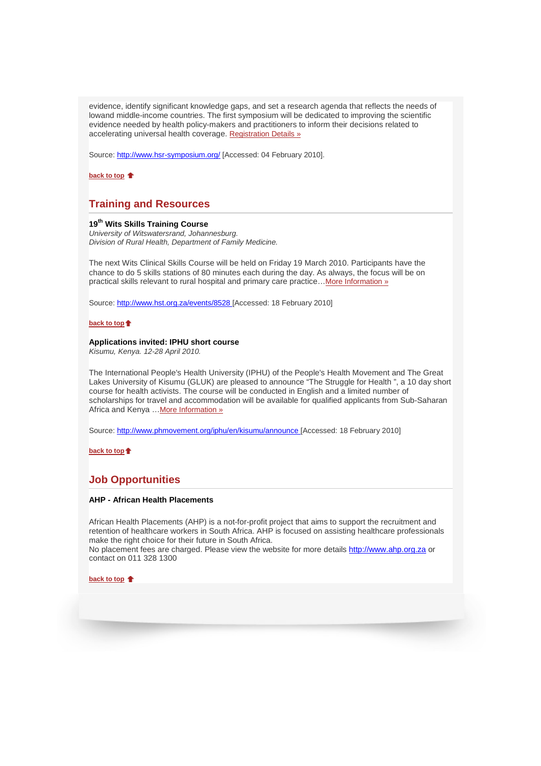evidence, identify significant knowledge gaps, and set a research agenda that reflects the needs of lowand middle-income countries. The first symposium will be dedicated to improving the scientific evidence needed by health policy-makers and practitioners to inform their decisions related to accelerating universal health coverage. Registration Details »

Source: http://www.hsr-symposium.org/ [Accessed: 04 February 2010].

**back to top**

## Training and Resources

**19th Wits Skills Training Course**
*University of Witswatersrand, Johannesburg.*
*Division of Rural Health, Department of Family Medicine.*

The next Wits Clinical Skills Course will be held on Friday 19 March 2010. Participants have the chance to do 5 skills stations of 80 minutes each during the day. As always, the focus will be on practical skills relevant to rural hospital and primary care practice…More Information »

Source: http://www.hst.org.za/events/8528 [Accessed: 18 February 2010]

**back to top**

**Applications invited: IPHU short course**
*Kisumu, Kenya. 12-28 April 2010.*

The International People's Health University (IPHU) of the People's Health Movement and The Great Lakes University of Kisumu (GLUK) are pleased to announce "The Struggle for Health ", a 10 day short course for health activists. The course will be conducted in English and a limited number of scholarships for travel and accommodation will be available for qualified applicants from Sub-Saharan Africa and Kenya …More Information »

Source: http://www.phmovement.org/iphu/en/kisumu/announce [Accessed: 18 February 2010]

**back to top**

## Job Opportunities

**AHP - African Health Placements**

African Health Placements (AHP) is a not-for-profit project that aims to support the recruitment and retention of healthcare workers in South Africa. AHP is focused on assisting healthcare professionals make the right choice for their future in South Africa.
No placement fees are charged. Please view the website for more details http://www.ahp.org.za or contact on 011 328 1300

**back to top**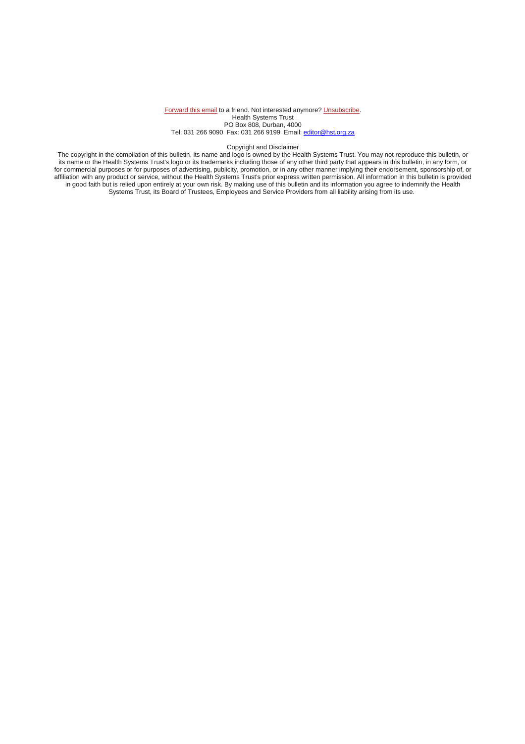Forward this email to a friend. Not interested anymore? Unsubscribe.
Health Systems Trust
PO Box 808, Durban, 4000
Tel: 031 266 9090 Fax: 031 266 9199 Email: editor@hst.org.za

Copyright and Disclaimer

The copyright in the compilation of this bulletin, its name and logo is owned by the Health Systems Trust. You may not reproduce this bulletin, or its name or the Health Systems Trust's logo or its trademarks including those of any other third party that appears in this bulletin, in any form, or for commercial purposes or for purposes of advertising, publicity, promotion, or in any other manner implying their endorsement, sponsorship of, or affiliation with any product or service, without the Health Systems Trust's prior express written permission. All information in this bulletin is provided in good faith but is relied upon entirely at your own risk. By making use of this bulletin and its information you agree to indemnify the Health Systems Trust, its Board of Trustees, Employees and Service Providers from all liability arising from its use.